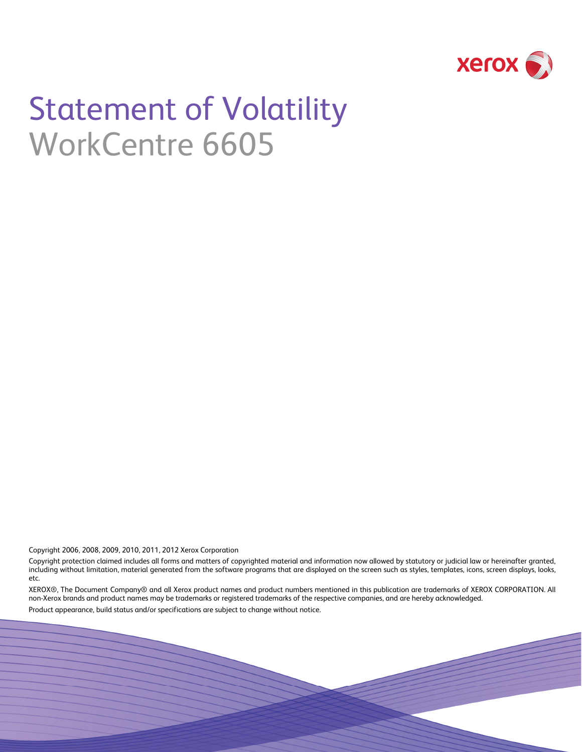# Statement of Volatility

## WorkCentre 6605

Copyright 2006, 2008, 2009, 2010, 2011, 2012 Xerox Corporation

Copyright protection claimed includes all forms and matters of copyrighted material and information now allowed by statutory or judicial law or hereinafter granted, including without limitation, material generated from the software programs that are displayed on the screen such as styles, templates, icons, screen displays, looks, etc.

XEROX®, The Document Company® and all Xerox product names and product numbers mentioned in this publication are trademarks of XEROX CORPORATION. All non-Xerox brands and product names may be trademarks or registered trademarks of the respective companies, and are hereby acknowledged.

Product appearance, build status and/or specifications are subject to change without notice.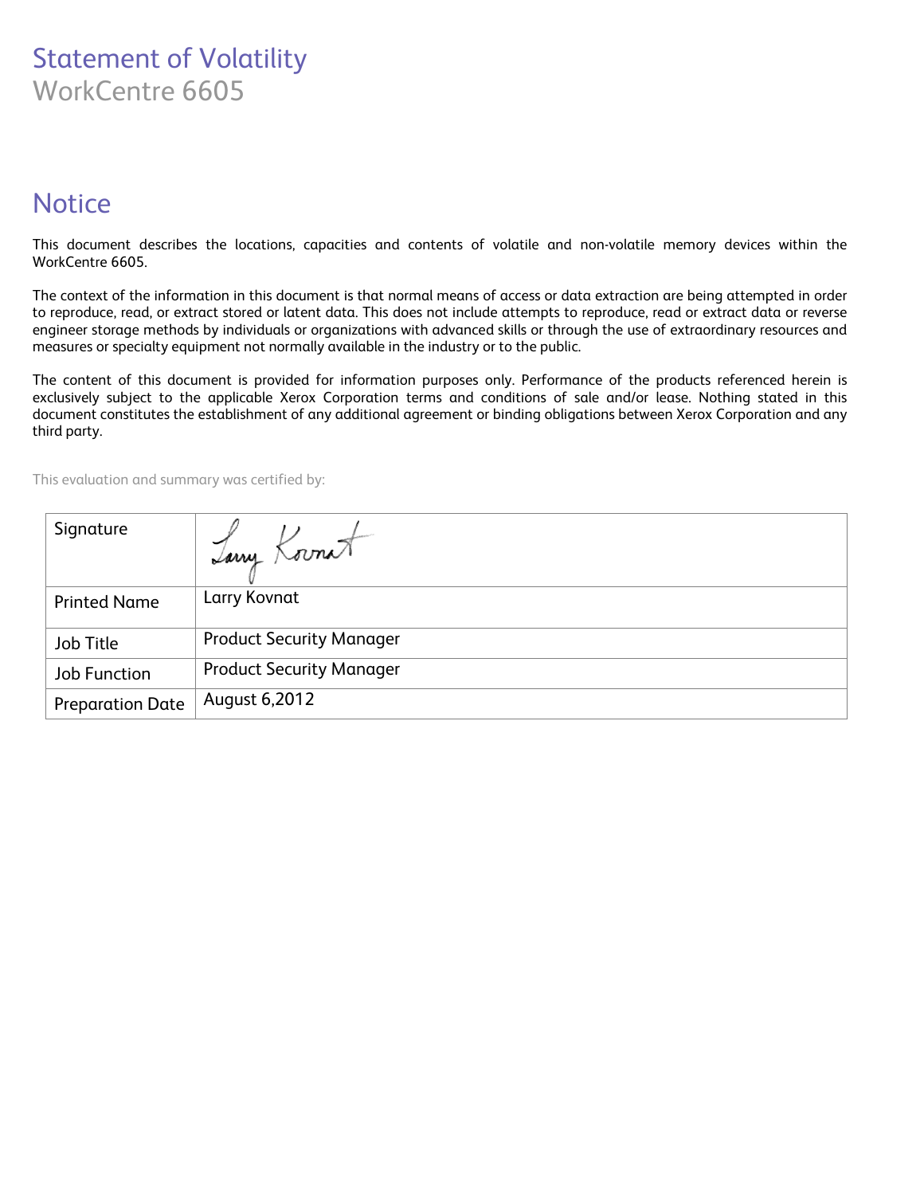# Statement of Volatility

WorkCentre 6605

## Notice

This document describes the locations, capacities and contents of volatile and non-volatile memory devices within the WorkCentre 6605.

The context of the information in this document is that normal means of access or data extraction are being attempted in order to reproduce, read, or extract stored or latent data. This does not include attempts to reproduce, read or extract data or reverse engineer storage methods by individuals or organizations with advanced skills or through the use of extraordinary resources and measures or specialty equipment not normally available in the industry or to the public.

The content of this document is provided for information purposes only. Performance of the products referenced herein is exclusively subject to the applicable Xerox Corporation terms and conditions of sale and/or lease. Nothing stated in this document constitutes the establishment of any additional agreement or binding obligations between Xerox Corporation and any third party.

This evaluation and summary was certified by:

| Signature | Larry Kovnat |
|---|---|
| Printed Name | Larry Kovnat |
| Job Title | Product Security Manager |
| Job Function | Product Security Manager |
| Preparation Date | August 6,2012 |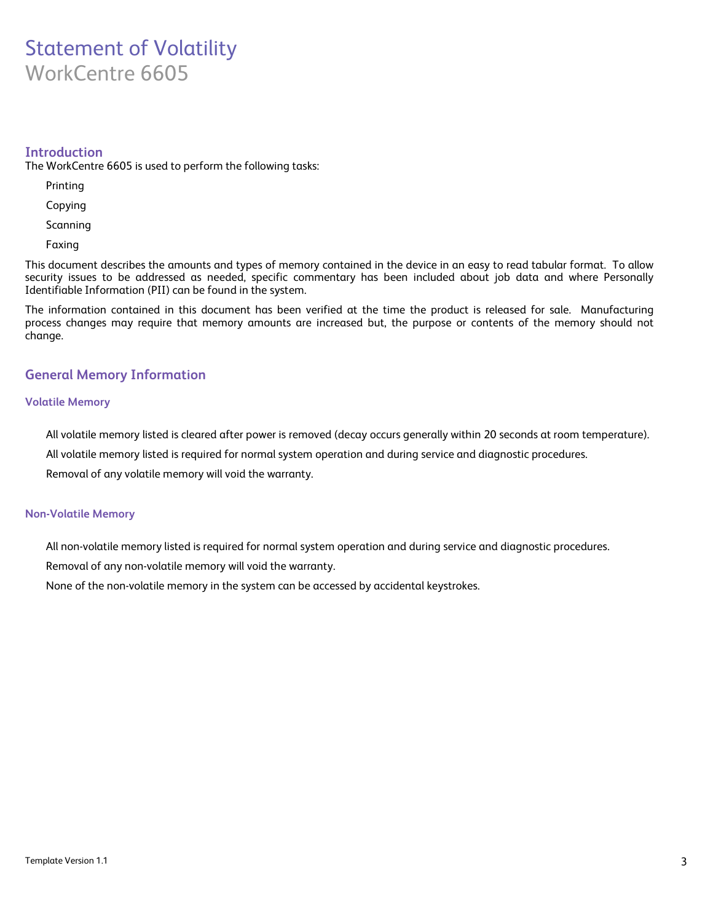# Statement of Volatility

WorkCentre 6605

## Introduction

The WorkCentre 6605 is used to perform the following tasks:

- Printing
- Copying
- Scanning
- Faxing

This document describes the amounts and types of memory contained in the device in an easy to read tabular format. To allow security issues to be addressed as needed, specific commentary has been included about job data and where Personally Identifiable Information (PII) can be found in the system.

The information contained in this document has been verified at the time the product is released for sale. Manufacturing process changes may require that memory amounts are increased but, the purpose or contents of the memory should not change.

## General Memory Information

### Volatile Memory

- All volatile memory listed is cleared after power is removed (decay occurs generally within 20 seconds at room temperature).
- All volatile memory listed is required for normal system operation and during service and diagnostic procedures.
- Removal of any volatile memory will void the warranty.

### Non-Volatile Memory

- All non-volatile memory listed is required for normal system operation and during service and diagnostic procedures.
- Removal of any non-volatile memory will void the warranty.
- None of the non-volatile memory in the system can be accessed by accidental keystrokes.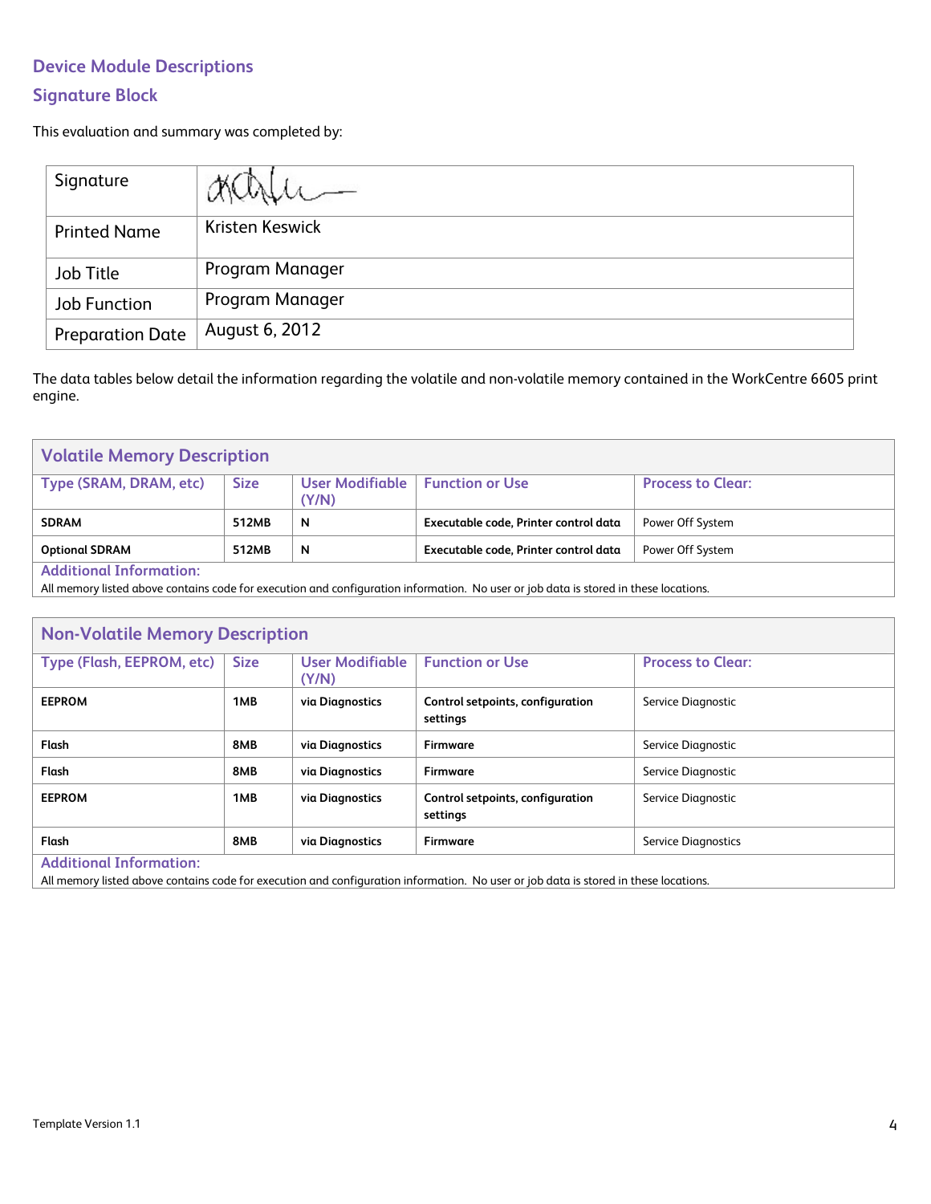## Device Module Descriptions

## Signature Block

This evaluation and summary was completed by:

| Signature | |
|---|---|
| Printed Name | Kristen Keswick |
| Job Title | Program Manager |
| Job Function | Program Manager |
| Preparation Date | August 6, 2012 |

The data tables below detail the information regarding the volatile and non-volatile memory contained in the WorkCentre 6605 print engine.

### Volatile Memory Description

| Type (SRAM, DRAM, etc) | Size | User Modifiable (Y/N) | Function or Use | Process to Clear: |
|---|---|---|---|---|
| **SDRAM** | **512MB** | **N** | **Executable code, Printer control data** | Power Off System |
| **Optional SDRAM** | **512MB** | **N** | **Executable code, Printer control data** | Power Off System |

**Additional Information:**
All memory listed above contains code for execution and configuration information. No user or job data is stored in these locations.

### Non-Volatile Memory Description

| Type (Flash, EEPROM, etc) | Size | User Modifiable (Y/N) | Function or Use | Process to Clear: |
|---|---|---|---|---|
| **EEPROM** | **1MB** | **via Diagnostics** | **Control setpoints, configuration settings** | Service Diagnostic |
| **Flash** | **8MB** | **via Diagnostics** | **Firmware** | Service Diagnostic |
| **Flash** | **8MB** | **via Diagnostics** | **Firmware** | Service Diagnostic |
| **EEPROM** | **1MB** | **via Diagnostics** | **Control setpoints, configuration settings** | Service Diagnostic |
| **Flash** | **8MB** | **via Diagnostics** | **Firmware** | Service Diagnostics |

**Additional Information:**
All memory listed above contains code for execution and configuration information. No user or job data is stored in these locations.

Template Version 1.1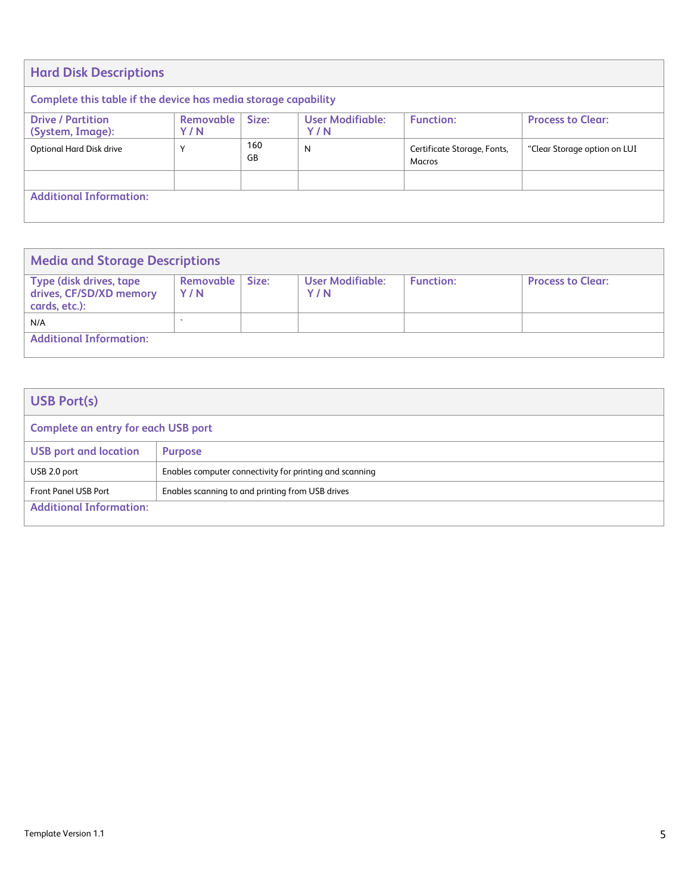## Hard Disk Descriptions

**Complete this table if the device has media storage capability**

| Drive / Partition (System, Image): | Removable Y / N | Size: | User Modifiable: Y / N | Function: | Process to Clear: |
|---|---|---|---|---|---|
| Optional Hard Disk drive | Y | 160 GB | N | Certificate Storage, Fonts, Macros | "Clear Storage option on LUI |
| | | | | | |

**Additional Information:**

## Media and Storage Descriptions

| Type (disk drives, tape drives, CF/SD/XD memory cards, etc.): | Removable Y / N | Size: | User Modifiable: Y / N | Function: | Process to Clear: |
|---|---|---|---|---|---|
| N/A | ` | | | | |

**Additional Information:**

## USB Port(s)

**Complete an entry for each USB port**

| USB port and location | Purpose |
|---|---|
| USB 2.0 port | Enables computer connectivity for printing and scanning |
| Front Panel USB Port | Enables scanning to and printing from USB drives |

**Additional Information:**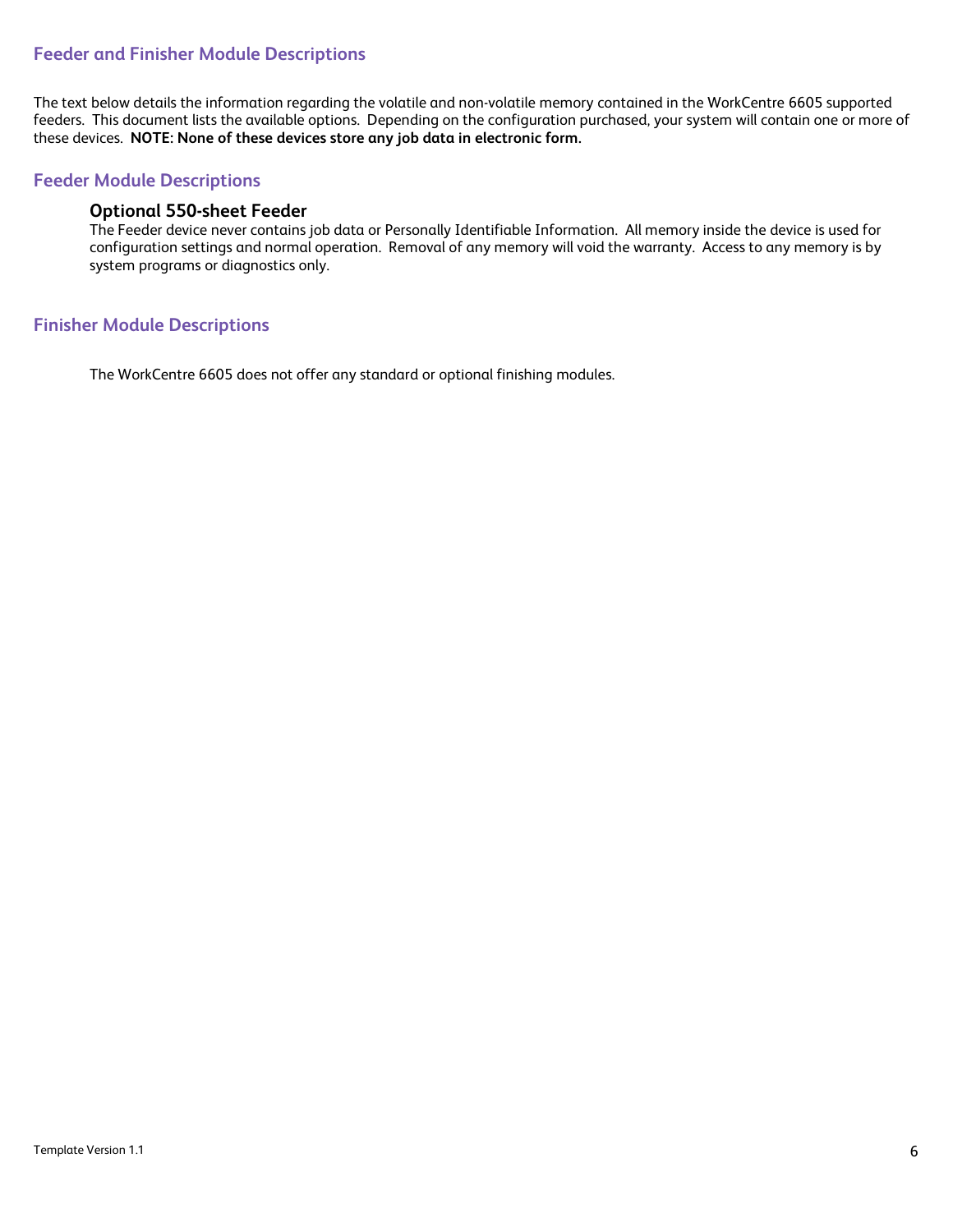## Feeder and Finisher Module Descriptions

The text below details the information regarding the volatile and non-volatile memory contained in the WorkCentre 6605 supported feeders. This document lists the available options. Depending on the configuration purchased, your system will contain one or more of these devices. **NOTE: None of these devices store any job data in electronic form.**

## Feeder Module Descriptions

### Optional 550-sheet Feeder

The Feeder device never contains job data or Personally Identifiable Information. All memory inside the device is used for configuration settings and normal operation. Removal of any memory will void the warranty. Access to any memory is by system programs or diagnostics only.

## Finisher Module Descriptions

The WorkCentre 6605 does not offer any standard or optional finishing modules.